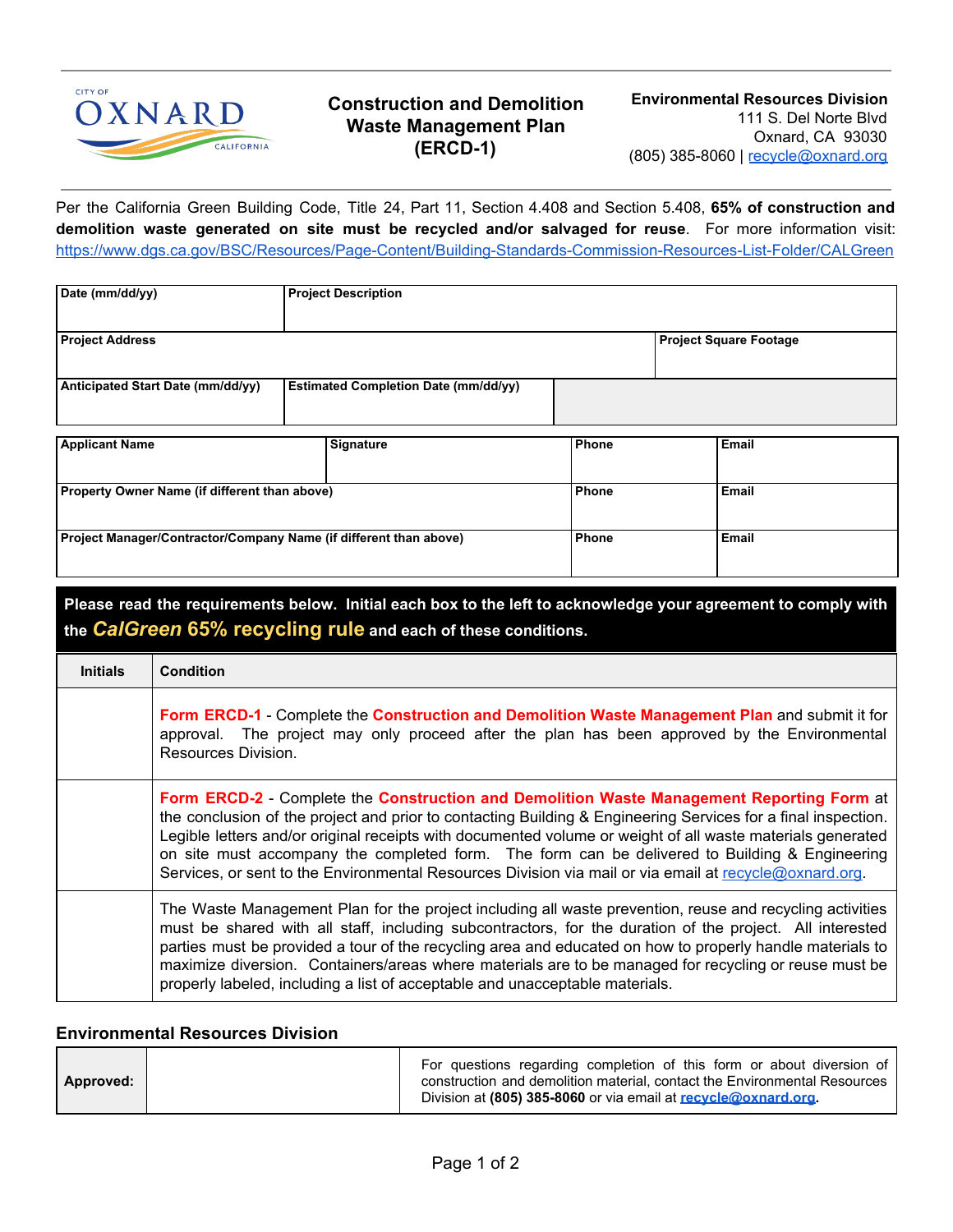CITY OF OXNARD CALIFORNIA

# Construction and Demolition Waste Management Plan (ERCD-1)

**Environmental Resources Division**
111 S. Del Norte Blvd
Oxnard, CA 93030
(805) 385-8060 | recycle@oxnard.org

Per the California Green Building Code, Title 24, Part 11, Section 4.408 and Section 5.408, **65% of construction and demolition waste generated on site must be recycled and/or salvaged for reuse**. For more information visit: https://www.dgs.ca.gov/BSC/Resources/Page-Content/Building-Standards-Commission-Resources-List-Folder/CALGreen

| Date (mm/dd/yy) | Project Description | |
|---|---|---|
| **Project Address** | | **Project Square Footage** |
| **Anticipated Start Date (mm/dd/yy)** | **Estimated Completion Date (mm/dd/yy)** | |

| Applicant Name | Signature | Phone | Email |
|---|---|---|---|
| **Property Owner Name (if different than above)** | | **Phone** | **Email** |
| **Project Manager/Contractor/Company Name (if different than above)** | | **Phone** | **Email** |

**Please read the requirements below. Initial each box to the left to acknowledge your agreement to comply with the *CalGreen* 65% recycling rule and each of these conditions.**

| Initials | Condition |
|---|---|
| | **Form ERCD-1** - Complete the **Construction and Demolition Waste Management Plan** and submit it for approval. The project may only proceed after the plan has been approved by the Environmental Resources Division. |
| | **Form ERCD-2** - Complete the **Construction and Demolition Waste Management Reporting Form** at the conclusion of the project and prior to contacting Building & Engineering Services for a final inspection. Legible letters and/or original receipts with documented volume or weight of all waste materials generated on site must accompany the completed form. The form can be delivered to Building & Engineering Services, or sent to the Environmental Resources Division via mail or via email at recycle@oxnard.org. |
| | The Waste Management Plan for the project including all waste prevention, reuse and recycling activities must be shared with all staff, including subcontractors, for the duration of the project. All interested parties must be provided a tour of the recycling area and educated on how to properly handle materials to maximize diversion. Containers/areas where materials are to be managed for recycling or reuse must be properly labeled, including a list of acceptable and unacceptable materials. |

## Environmental Resources Division

| Approved: | | For questions regarding completion of this form or about diversion of construction and demolition material, contact the Environmental Resources Division at **(805) 385-8060** or via email at **recycle@oxnard.org**. |
|---|---|---|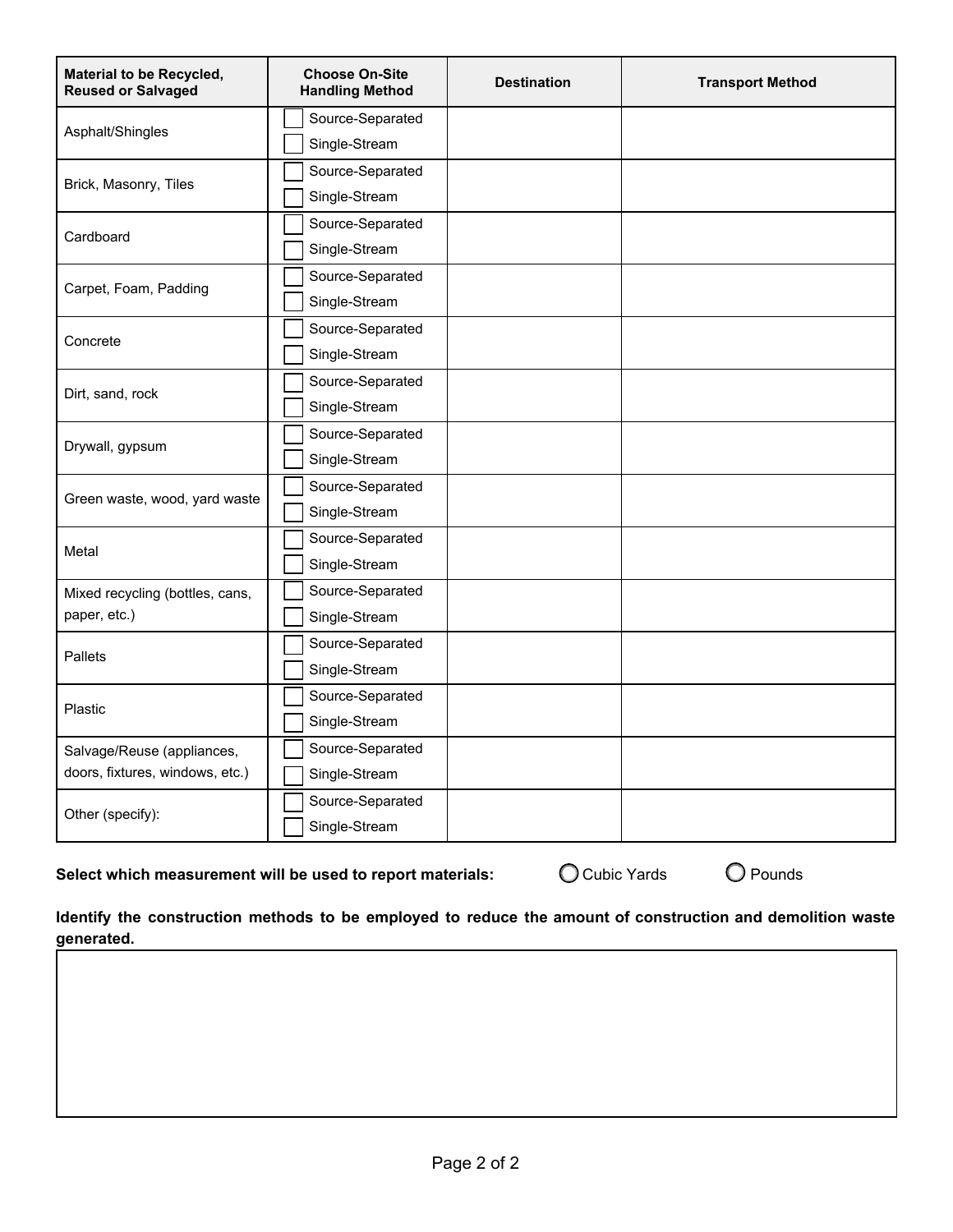| Material to be Recycled, Reused or Salvaged | Choose On-Site Handling Method | Destination | Transport Method |
|---|---|---|---|
| Asphalt/Shingles | ☐ Source-Separated<br>☐ Single-Stream | | |
| Brick, Masonry, Tiles | ☐ Source-Separated<br>☐ Single-Stream | | |
| Cardboard | ☐ Source-Separated<br>☐ Single-Stream | | |
| Carpet, Foam, Padding | ☐ Source-Separated<br>☐ Single-Stream | | |
| Concrete | ☐ Source-Separated<br>☐ Single-Stream | | |
| Dirt, sand, rock | ☐ Source-Separated<br>☐ Single-Stream | | |
| Drywall, gypsum | ☐ Source-Separated<br>☐ Single-Stream | | |
| Green waste, wood, yard waste | ☐ Source-Separated<br>☐ Single-Stream | | |
| Metal | ☐ Source-Separated<br>☐ Single-Stream | | |
| Mixed recycling (bottles, cans, paper, etc.) | ☐ Source-Separated<br>☐ Single-Stream | | |
| Pallets | ☐ Source-Separated<br>☐ Single-Stream | | |
| Plastic | ☐ Source-Separated<br>☐ Single-Stream | | |
| Salvage/Reuse (appliances, doors, fixtures, windows, etc.) | ☐ Source-Separated<br>☐ Single-Stream | | |
| Other (specify): | ☐ Source-Separated<br>☐ Single-Stream | | |

**Select which measurement will be used to report materials:** ○ Cubic Yards ○ Pounds

**Identify the construction methods to be employed to reduce the amount of construction and demolition waste generated.**

| |
|---|
| |